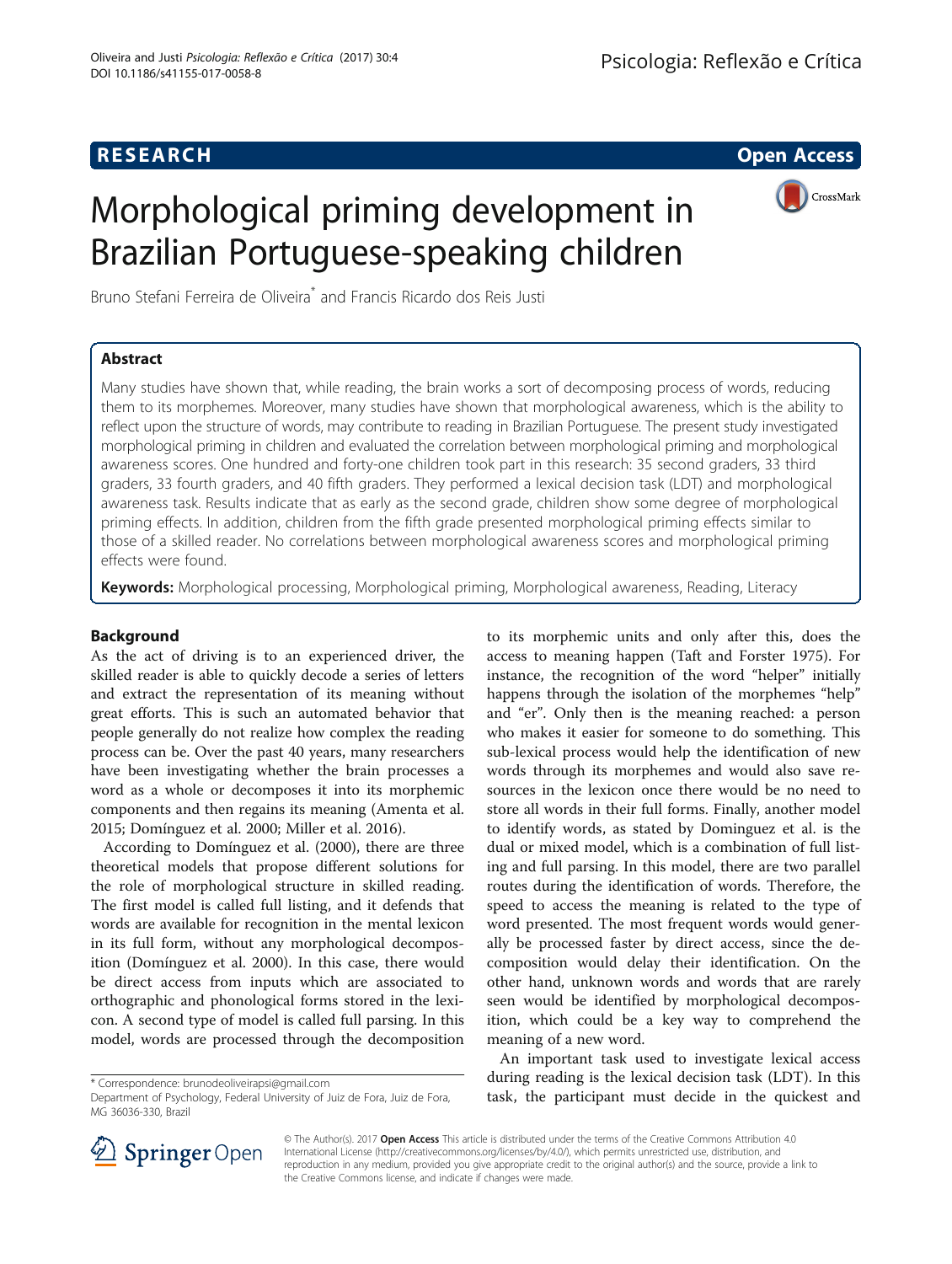**RESEARCH** **Open Access**

# Morphological priming development in Brazilian Portuguese-speaking children

Bruno Stefani Ferreira de Oliveira* and Francis Ricardo dos Reis Justi

## Abstract

Many studies have shown that, while reading, the brain works a sort of decomposing process of words, reducing them to its morphemes. Moreover, many studies have shown that morphological awareness, which is the ability to reflect upon the structure of words, may contribute to reading in Brazilian Portuguese. The present study investigated morphological priming in children and evaluated the correlation between morphological priming and morphological awareness scores. One hundred and forty-one children took part in this research: 35 second graders, 33 third graders, 33 fourth graders, and 40 fifth graders. They performed a lexical decision task (LDT) and morphological awareness task. Results indicate that as early as the second grade, children show some degree of morphological priming effects. In addition, children from the fifth grade presented morphological priming effects similar to those of a skilled reader. No correlations between morphological awareness scores and morphological priming effects were found.

**Keywords:** Morphological processing, Morphological priming, Morphological awareness, Reading, Literacy

## Background

As the act of driving is to an experienced driver, the skilled reader is able to quickly decode a series of letters and extract the representation of its meaning without great efforts. This is such an automated behavior that people generally do not realize how complex the reading process can be. Over the past 40 years, many researchers have been investigating whether the brain processes a word as a whole or decomposes it into its morphemic components and then regains its meaning (Amenta et al. 2015; Domínguez et al. 2000; Miller et al. 2016).

According to Domínguez et al. (2000), there are three theoretical models that propose different solutions for the role of morphological structure in skilled reading. The first model is called full listing, and it defends that words are available for recognition in the mental lexicon in its full form, without any morphological decomposition (Domínguez et al. 2000). In this case, there would be direct access from inputs which are associated to orthographic and phonological forms stored in the lexicon. A second type of model is called full parsing. In this model, words are processed through the decomposition to its morphemic units and only after this, does the access to meaning happen (Taft and Forster 1975). For instance, the recognition of the word "helper" initially happens through the isolation of the morphemes "help" and "er". Only then is the meaning reached: a person who makes it easier for someone to do something. This sub-lexical process would help the identification of new words through its morphemes and would also save resources in the lexicon once there would be no need to store all words in their full forms. Finally, another model to identify words, as stated by Dominguez et al. is the dual or mixed model, which is a combination of full listing and full parsing. In this model, there are two parallel routes during the identification of words. Therefore, the speed to access the meaning is related to the type of word presented. The most frequent words would generally be processed faster by direct access, since the decomposition would delay their identification. On the other hand, unknown words and words that are rarely seen would be identified by morphological decomposition, which could be a key way to comprehend the meaning of a new word.

An important task used to investigate lexical access during reading is the lexical decision task (LDT). In this task, the participant must decide in the quickest and

---

* Correspondence: brunodeoliveirapsi@gmail.com
Department of Psychology, Federal University of Juiz de Fora, Juiz de Fora, MG 36036-330, Brazil

© The Author(s). 2017 **Open Access** This article is distributed under the terms of the Creative Commons Attribution 4.0 International License (http://creativecommons.org/licenses/by/4.0/), which permits unrestricted use, distribution, and reproduction in any medium, provided you give appropriate credit to the original author(s) and the source, provide a link to the Creative Commons license, and indicate if changes were made.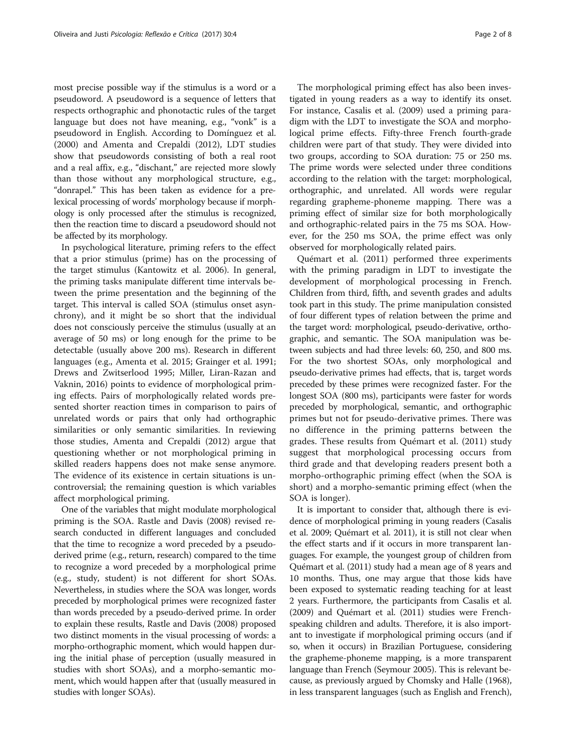most precise possible way if the stimulus is a word or a pseudoword. A pseudoword is a sequence of letters that respects orthographic and phonotactic rules of the target language but does not have meaning, e.g., "vonk" is a pseudoword in English. According to Domínguez et al. (2000) and Amenta and Crepaldi (2012), LDT studies show that pseudowords consisting of both a real root and a real affix, e.g., "dischant," are rejected more slowly than those without any morphological structure, e.g., "donrapel." This has been taken as evidence for a prelexical processing of words' morphology because if morphology is only processed after the stimulus is recognized, then the reaction time to discard a pseudoword should not be affected by its morphology.

In psychological literature, priming refers to the effect that a prior stimulus (prime) has on the processing of the target stimulus (Kantowitz et al. 2006). In general, the priming tasks manipulate different time intervals between the prime presentation and the beginning of the target. This interval is called SOA (stimulus onset asynchrony), and it might be so short that the individual does not consciously perceive the stimulus (usually at an average of 50 ms) or long enough for the prime to be detectable (usually above 200 ms). Research in different languages (e.g., Amenta et al. 2015; Grainger et al. 1991; Drews and Zwitserlood 1995; Miller, Liran-Razan and Vaknin, 2016) points to evidence of morphological priming effects. Pairs of morphologically related words presented shorter reaction times in comparison to pairs of unrelated words or pairs that only had orthographic similarities or only semantic similarities. In reviewing those studies, Amenta and Crepaldi (2012) argue that questioning whether or not morphological priming in skilled readers happens does not make sense anymore. The evidence of its existence in certain situations is uncontroversial; the remaining question is which variables affect morphological priming.

One of the variables that might modulate morphological priming is the SOA. Rastle and Davis (2008) revised research conducted in different languages and concluded that the time to recognize a word preceded by a pseudo-derived prime (e.g., return, research) compared to the time to recognize a word preceded by a morphological prime (e.g., study, student) is not different for short SOAs. Nevertheless, in studies where the SOA was longer, words preceded by morphological primes were recognized faster than words preceded by a pseudo-derived prime. In order to explain these results, Rastle and Davis (2008) proposed two distinct moments in the visual processing of words: a morpho-orthographic moment, which would happen during the initial phase of perception (usually measured in studies with short SOAs), and a morpho-semantic moment, which would happen after that (usually measured in studies with longer SOAs).

The morphological priming effect has also been investigated in young readers as a way to identify its onset. For instance, Casalis et al. (2009) used a priming paradigm with the LDT to investigate the SOA and morphological prime effects. Fifty-three French fourth-grade children were part of that study. They were divided into two groups, according to SOA duration: 75 or 250 ms. The prime words were selected under three conditions according to the relation with the target: morphological, orthographic, and unrelated. All words were regular regarding grapheme-phoneme mapping. There was a priming effect of similar size for both morphologically and orthographic-related pairs in the 75 ms SOA. However, for the 250 ms SOA, the prime effect was only observed for morphologically related pairs.

Quémart et al. (2011) performed three experiments with the priming paradigm in LDT to investigate the development of morphological processing in French. Children from third, fifth, and seventh grades and adults took part in this study. The prime manipulation consisted of four different types of relation between the prime and the target word: morphological, pseudo-derivative, orthographic, and semantic. The SOA manipulation was between subjects and had three levels: 60, 250, and 800 ms. For the two shortest SOAs, only morphological and pseudo-derivative primes had effects, that is, target words preceded by these primes were recognized faster. For the longest SOA (800 ms), participants were faster for words preceded by morphological, semantic, and orthographic primes but not for pseudo-derivative primes. There was no difference in the priming patterns between the grades. These results from Quémart et al. (2011) study suggest that morphological processing occurs from third grade and that developing readers present both a morpho-orthographic priming effect (when the SOA is short) and a morpho-semantic priming effect (when the SOA is longer).

It is important to consider that, although there is evidence of morphological priming in young readers (Casalis et al. 2009; Quémart et al. 2011), it is still not clear when the effect starts and if it occurs in more transparent languages. For example, the youngest group of children from Quémart et al. (2011) study had a mean age of 8 years and 10 months. Thus, one may argue that those kids have been exposed to systematic reading teaching for at least 2 years. Furthermore, the participants from Casalis et al. (2009) and Quémart et al. (2011) studies were French-speaking children and adults. Therefore, it is also important to investigate if morphological priming occurs (and if so, when it occurs) in Brazilian Portuguese, considering the grapheme-phoneme mapping, is a more transparent language than French (Seymour 2005). This is relevant because, as previously argued by Chomsky and Halle (1968), in less transparent languages (such as English and French),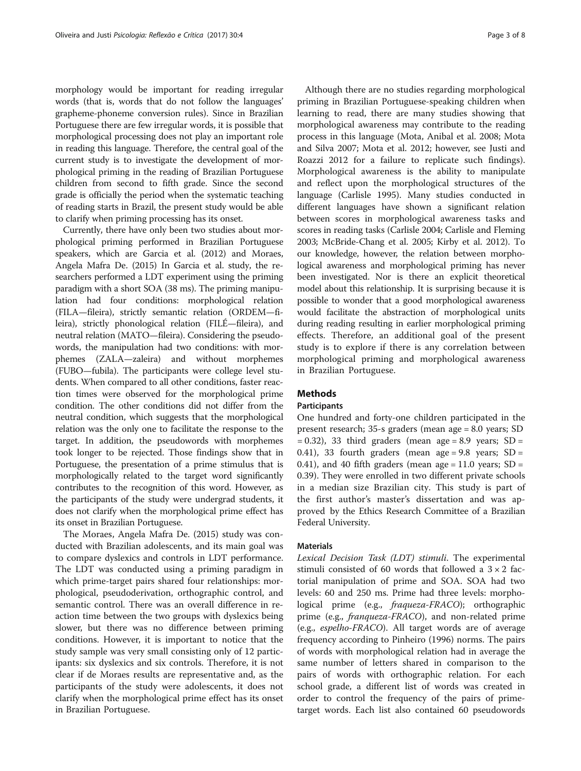morphology would be important for reading irregular words (that is, words that do not follow the languages' grapheme-phoneme conversion rules). Since in Brazilian Portuguese there are few irregular words, it is possible that morphological processing does not play an important role in reading this language. Therefore, the central goal of the current study is to investigate the development of morphological priming in the reading of Brazilian Portuguese children from second to fifth grade. Since the second grade is officially the period when the systematic teaching of reading starts in Brazil, the present study would be able to clarify when priming processing has its onset.

Currently, there have only been two studies about morphological priming performed in Brazilian Portuguese speakers, which are Garcia et al. (2012) and Moraes, Angela Mafra De. (2015) In Garcia et al. study, the researchers performed a LDT experiment using the priming paradigm with a short SOA (38 ms). The priming manipulation had four conditions: morphological relation (FILA—fileira), strictly semantic relation (ORDEM—fileira), strictly phonological relation (FILÉ—fileira), and neutral relation (MATO—fileira). Considering the pseudowords, the manipulation had two conditions: with morphemes (ZALA—zaleira) and without morphemes (FUBO—fubila). The participants were college level students. When compared to all other conditions, faster reaction times were observed for the morphological prime condition. The other conditions did not differ from the neutral condition, which suggests that the morphological relation was the only one to facilitate the response to the target. In addition, the pseudowords with morphemes took longer to be rejected. Those findings show that in Portuguese, the presentation of a prime stimulus that is morphologically related to the target word significantly contributes to the recognition of this word. However, as the participants of the study were undergrad students, it does not clarify when the morphological prime effect has its onset in Brazilian Portuguese.

The Moraes, Angela Mafra De. (2015) study was conducted with Brazilian adolescents, and its main goal was to compare dyslexics and controls in LDT performance. The LDT was conducted using a priming paradigm in which prime-target pairs shared four relationships: morphological, pseudoderivation, orthographic control, and semantic control. There was an overall difference in reaction time between the two groups with dyslexics being slower, but there was no difference between priming conditions. However, it is important to notice that the study sample was very small consisting only of 12 participants: six dyslexics and six controls. Therefore, it is not clear if de Moraes results are representative and, as the participants of the study were adolescents, it does not clarify when the morphological prime effect has its onset in Brazilian Portuguese.

Although there are no studies regarding morphological priming in Brazilian Portuguese-speaking children when learning to read, there are many studies showing that morphological awareness may contribute to the reading process in this language (Mota, Anibal et al. 2008; Mota and Silva 2007; Mota et al. 2012; however, see Justi and Roazzi 2012 for a failure to replicate such findings). Morphological awareness is the ability to manipulate and reflect upon the morphological structures of the language (Carlisle 1995). Many studies conducted in different languages have shown a significant relation between scores in morphological awareness tasks and scores in reading tasks (Carlisle 2004; Carlisle and Fleming 2003; McBride-Chang et al. 2005; Kirby et al. 2012). To our knowledge, however, the relation between morphological awareness and morphological priming has never been investigated. Nor is there an explicit theoretical model about this relationship. It is surprising because it is possible to wonder that a good morphological awareness would facilitate the abstraction of morphological units during reading resulting in earlier morphological priming effects. Therefore, an additional goal of the present study is to explore if there is any correlation between morphological priming and morphological awareness in Brazilian Portuguese.

## Methods

### Participants

One hundred and forty-one children participated in the present research; 35-s graders (mean age = 8.0 years; SD = 0.32), 33 third graders (mean age = 8.9 years; SD = 0.41), 33 fourth graders (mean age = 9.8 years; SD = 0.41), and 40 fifth graders (mean age = 11.0 years; SD = 0.39). They were enrolled in two different private schools in a median size Brazilian city. This study is part of the first author's master's dissertation and was approved by the Ethics Research Committee of a Brazilian Federal University.

### Materials

*Lexical Decision Task (LDT) stimuli.* The experimental stimuli consisted of 60 words that followed a $3 \times 2$ factorial manipulation of prime and SOA. SOA had two levels: 60 and 250 ms. Prime had three levels: morphological prime (e.g., *fraqueza-FRACO*); orthographic prime (e.g., *franqueza-FRACO*), and non-related prime (e.g., *espelho-FRACO*). All target words are of average frequency according to Pinheiro (1996) norms. The pairs of words with morphological relation had in average the same number of letters shared in comparison to the pairs of words with orthographic relation. For each school grade, a different list of words was created in order to control the frequency of the pairs of prime-target words. Each list also contained 60 pseudowords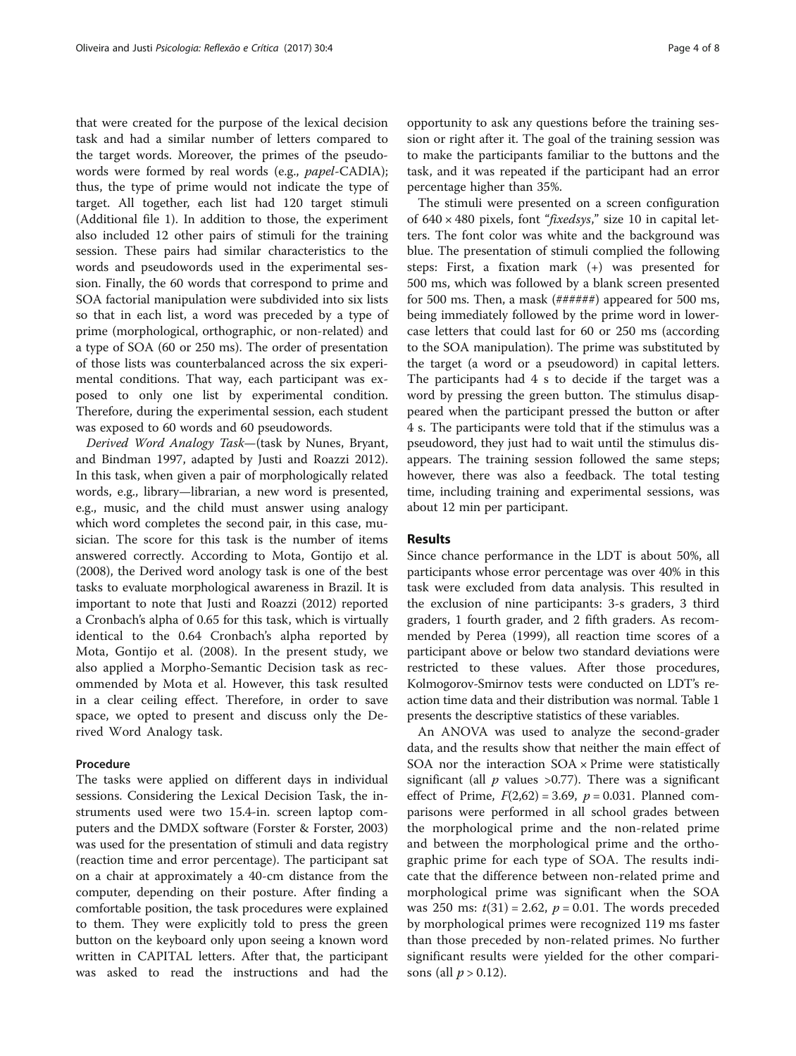that were created for the purpose of the lexical decision task and had a similar number of letters compared to the target words. Moreover, the primes of the pseudowords were formed by real words (e.g., *papel*-CADIA); thus, the type of prime would not indicate the type of target. All together, each list had 120 target stimuli (Additional file 1). In addition to those, the experiment also included 12 other pairs of stimuli for the training session. These pairs had similar characteristics to the words and pseudowords used in the experimental session. Finally, the 60 words that correspond to prime and SOA factorial manipulation were subdivided into six lists so that in each list, a word was preceded by a type of prime (morphological, orthographic, or non-related) and a type of SOA (60 or 250 ms). The order of presentation of those lists was counterbalanced across the six experimental conditions. That way, each participant was exposed to only one list by experimental condition. Therefore, during the experimental session, each student was exposed to 60 words and 60 pseudowords.

*Derived Word Analogy Task*—(task by Nunes, Bryant, and Bindman 1997, adapted by Justi and Roazzi 2012). In this task, when given a pair of morphologically related words, e.g., library—librarian, a new word is presented, e.g., music, and the child must answer using analogy which word completes the second pair, in this case, musician. The score for this task is the number of items answered correctly. According to Mota, Gontijo et al. (2008), the Derived word anology task is one of the best tasks to evaluate morphological awareness in Brazil. It is important to note that Justi and Roazzi (2012) reported a Cronbach's alpha of 0.65 for this task, which is virtually identical to the 0.64 Cronbach's alpha reported by Mota, Gontijo et al. (2008). In the present study, we also applied a Morpho-Semantic Decision task as recommended by Mota et al. However, this task resulted in a clear ceiling effect. Therefore, in order to save space, we opted to present and discuss only the Derived Word Analogy task.

### Procedure

The tasks were applied on different days in individual sessions. Considering the Lexical Decision Task, the instruments used were two 15.4-in. screen laptop computers and the DMDX software (Forster & Forster, 2003) was used for the presentation of stimuli and data registry (reaction time and error percentage). The participant sat on a chair at approximately a 40-cm distance from the computer, depending on their posture. After finding a comfortable position, the task procedures were explained to them. They were explicitly told to press the green button on the keyboard only upon seeing a known word written in CAPITAL letters. After that, the participant was asked to read the instructions and had the opportunity to ask any questions before the training session or right after it. The goal of the training session was to make the participants familiar to the buttons and the task, and it was repeated if the participant had an error percentage higher than 35%.

The stimuli were presented on a screen configuration of 640 × 480 pixels, font "*fixedsys*," size 10 in capital letters. The font color was white and the background was blue. The presentation of stimuli complied the following steps: First, a fixation mark (+) was presented for 500 ms, which was followed by a blank screen presented for 500 ms. Then, a mask (######) appeared for 500 ms, being immediately followed by the prime word in lowercase letters that could last for 60 or 250 ms (according to the SOA manipulation). The prime was substituted by the target (a word or a pseudoword) in capital letters. The participants had 4 s to decide if the target was a word by pressing the green button. The stimulus disappeared when the participant pressed the button or after 4 s. The participants were told that if the stimulus was a pseudoword, they just had to wait until the stimulus disappears. The training session followed the same steps; however, there was also a feedback. The total testing time, including training and experimental sessions, was about 12 min per participant.

## Results

Since chance performance in the LDT is about 50%, all participants whose error percentage was over 40% in this task were excluded from data analysis. This resulted in the exclusion of nine participants: 3-s graders, 3 third graders, 1 fourth grader, and 2 fifth graders. As recommended by Perea (1999), all reaction time scores of a participant above or below two standard deviations were restricted to these values. After those procedures, Kolmogorov-Smirnov tests were conducted on LDT's reaction time data and their distribution was normal. Table 1 presents the descriptive statistics of these variables.

An ANOVA was used to analyze the second-grader data, and the results show that neither the main effect of SOA nor the interaction SOA × Prime were statistically significant (all $p$ values >0.77). There was a significant effect of Prime, $F(2,62) = 3.69$, $p = 0.031$. Planned comparisons were performed in all school grades between the morphological prime and the non-related prime and between the morphological prime and the orthographic prime for each type of SOA. The results indicate that the difference between non-related prime and morphological prime was significant when the SOA was 250 ms: $t(31) = 2.62$, $p = 0.01$. The words preceded by morphological primes were recognized 119 ms faster than those preceded by non-related primes. No further significant results were yielded for the other comparisons (all $p > 0.12$).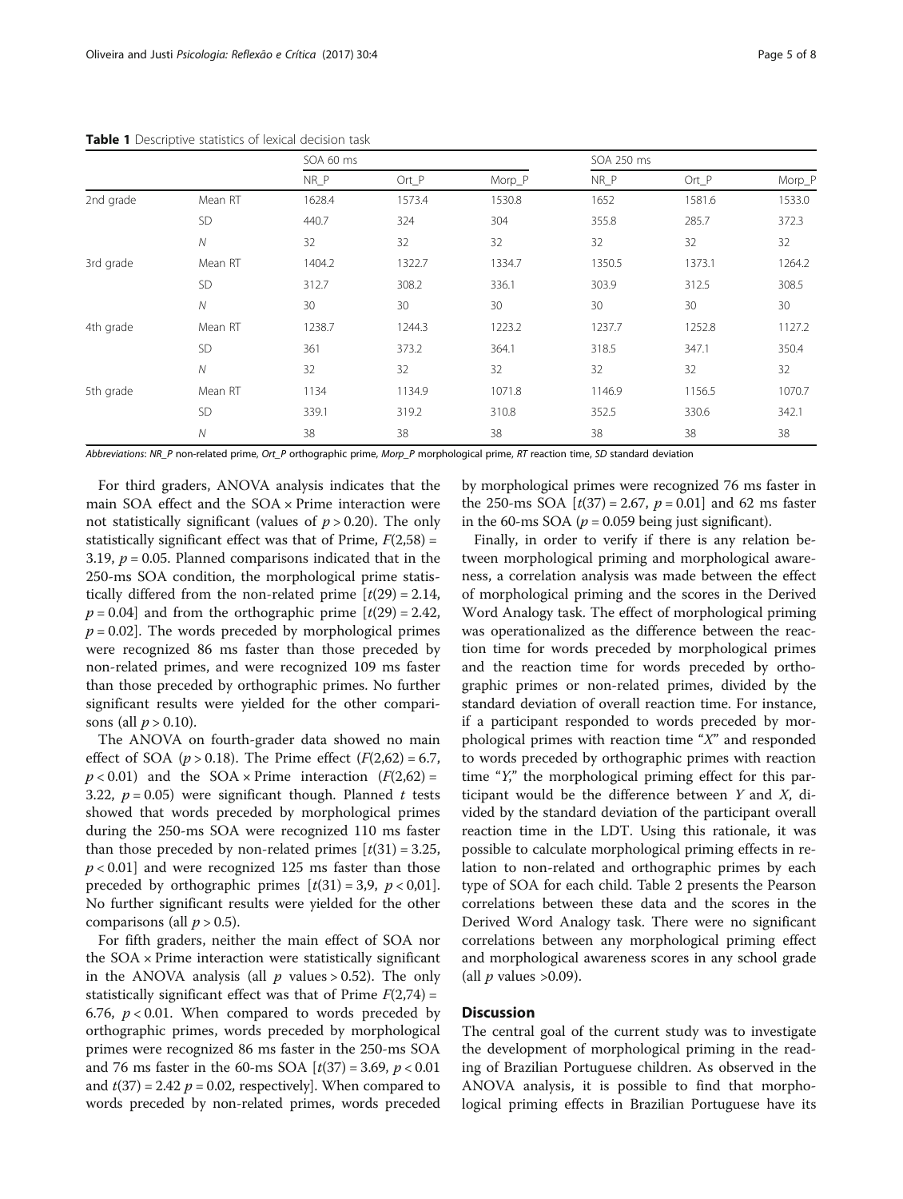**Table 1** Descriptive statistics of lexical decision task

| | | SOA 60 ms | | | SOA 250 ms | | |
|---|---|---|---|---|---|---|---|
| | | NR_P | Ort_P | Morp_P | NR_P | Ort_P | Morp_P |
| 2nd grade | Mean RT | 1628.4 | 1573.4 | 1530.8 | 1652 | 1581.6 | 1533.0 |
| | SD | 440.7 | 324 | 304 | 355.8 | 285.7 | 372.3 |
| | *N* | 32 | 32 | 32 | 32 | 32 | 32 |
| 3rd grade | Mean RT | 1404.2 | 1322.7 | 1334.7 | 1350.5 | 1373.1 | 1264.2 |
| | SD | 312.7 | 308.2 | 336.1 | 303.9 | 312.5 | 308.5 |
| | *N* | 30 | 30 | 30 | 30 | 30 | 30 |
| 4th grade | Mean RT | 1238.7 | 1244.3 | 1223.2 | 1237.7 | 1252.8 | 1127.2 |
| | SD | 361 | 373.2 | 364.1 | 318.5 | 347.1 | 350.4 |
| | *N* | 32 | 32 | 32 | 32 | 32 | 32 |
| 5th grade | Mean RT | 1134 | 1134.9 | 1071.8 | 1146.9 | 1156.5 | 1070.7 |
| | SD | 339.1 | 319.2 | 310.8 | 352.5 | 330.6 | 342.1 |
| | *N* | 38 | 38 | 38 | 38 | 38 | 38 |

*Abbreviations*: *NR_P* non-related prime, *Ort_P* orthographic prime, *Morp_P* morphological prime, *RT* reaction time, *SD* standard deviation

For third graders, ANOVA analysis indicates that the main SOA effect and the SOA × Prime interaction were not statistically significant (values of $p > 0.20$). The only statistically significant effect was that of Prime, $F(2,58) = 3.19$, $p = 0.05$. Planned comparisons indicated that in the 250-ms SOA condition, the morphological prime statistically differed from the non-related prime [$t(29) = 2.14$, $p = 0.04$] and from the orthographic prime [$t(29) = 2.42$, $p = 0.02$]. The words preceded by morphological primes were recognized 86 ms faster than those preceded by non-related primes, and were recognized 109 ms faster than those preceded by orthographic primes. No further significant results were yielded for the other comparisons (all $p > 0.10$).

The ANOVA on fourth-grader data showed no main effect of SOA ($p > 0.18$). The Prime effect ($F(2,62) = 6.7$, $p < 0.01$) and the SOA × Prime interaction ($F(2,62) = 3.22$, $p = 0.05$) were significant though. Planned *t* tests showed that words preceded by morphological primes during the 250-ms SOA were recognized 110 ms faster than those preceded by non-related primes [$t(31) = 3.25$, $p < 0.01$] and were recognized 125 ms faster than those preceded by orthographic primes [$t(31) = 3{,}9$, $p < 0{,}01$]. No further significant results were yielded for the other comparisons (all $p > 0.5$).

For fifth graders, neither the main effect of SOA nor the SOA × Prime interaction were statistically significant in the ANOVA analysis (all $p$ values > 0.52). The only statistically significant effect was that of Prime $F(2,74) = 6.76$, $p < 0.01$. When compared to words preceded by orthographic primes, words preceded by morphological primes were recognized 86 ms faster in the 250-ms SOA and 76 ms faster in the 60-ms SOA [$t(37) = 3.69$, $p < 0.01$ and $t(37) = 2.42$ $p = 0.02$, respectively]. When compared to words preceded by non-related primes, words preceded by morphological primes were recognized 76 ms faster in the 250-ms SOA [$t(37) = 2.67$, $p = 0.01$] and 62 ms faster in the 60-ms SOA ($p = 0.059$ being just significant).

Finally, in order to verify if there is any relation between morphological priming and morphological awareness, a correlation analysis was made between the effect of morphological priming and the scores in the Derived Word Analogy task. The effect of morphological priming was operationalized as the difference between the reaction time for words preceded by morphological primes and the reaction time for words preceded by orthographic primes or non-related primes, divided by the standard deviation of overall reaction time. For instance, if a participant responded to words preceded by morphological primes with reaction time "*X*" and responded to words preceded by orthographic primes with reaction time "*Y*," the morphological priming effect for this participant would be the difference between *Y* and *X*, divided by the standard deviation of the participant overall reaction time in the LDT. Using this rationale, it was possible to calculate morphological priming effects in relation to non-related and orthographic primes by each type of SOA for each child. Table 2 presents the Pearson correlations between these data and the scores in the Derived Word Analogy task. There were no significant correlations between any morphological priming effect and morphological awareness scores in any school grade (all $p$ values >0.09).

## Discussion

The central goal of the current study was to investigate the development of morphological priming in the reading of Brazilian Portuguese children. As observed in the ANOVA analysis, it is possible to find that morphological priming effects in Brazilian Portuguese have its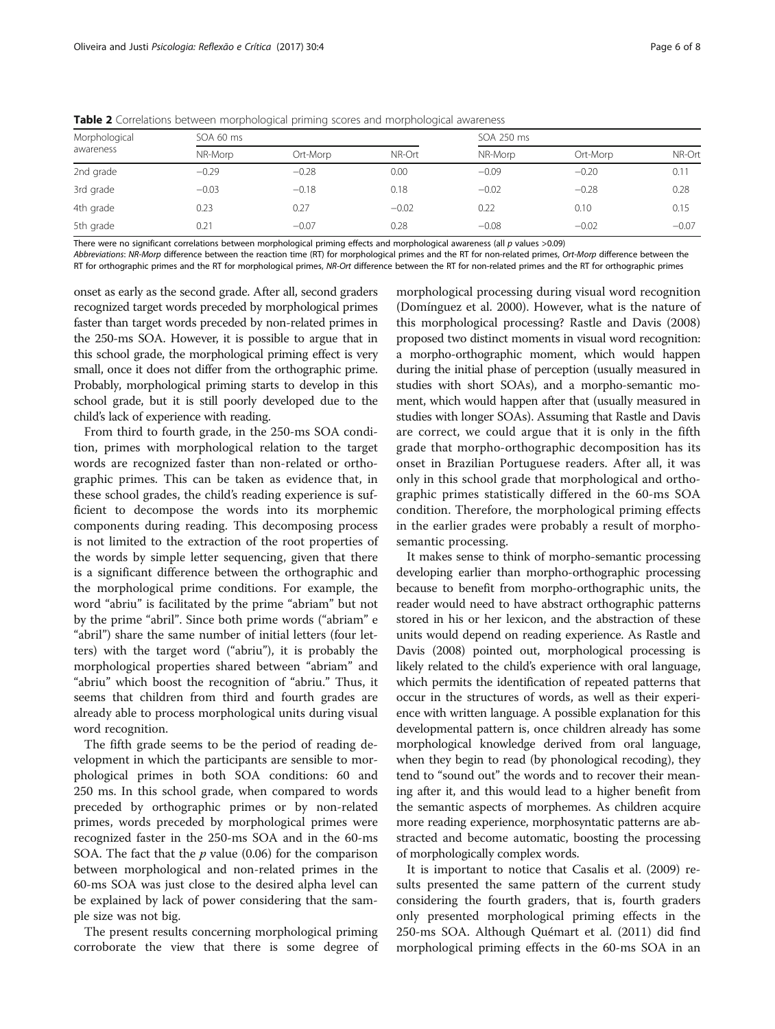**Table 2** Correlations between morphological priming scores and morphological awareness

| Morphological awareness | SOA 60 ms | | | SOA 250 ms | | |
|---|---|---|---|---|---|---|
| | NR-Morp | Ort-Morp | NR-Ort | NR-Morp | Ort-Morp | NR-Ort |
| 2nd grade | −0.29 | −0.28 | 0.00 | −0.09 | −0.20 | 0.11 |
| 3rd grade | −0.03 | −0.18 | 0.18 | −0.02 | −0.28 | 0.28 |
| 4th grade | 0.23 | 0.27 | −0.02 | 0.22 | 0.10 | 0.15 |
| 5th grade | 0.21 | −0.07 | 0.28 | −0.08 | −0.02 | −0.07 |

There were no significant correlations between morphological priming effects and morphological awareness (all $p$ values >0.09)

*Abbreviations*: *NR-Morp* difference between the reaction time (RT) for morphological primes and the RT for non-related primes, *Ort-Morp* difference between the RT for orthographic primes and the RT for morphological primes, *NR-Ort* difference between the RT for non-related primes and the RT for orthographic primes

onset as early as the second grade. After all, second graders recognized target words preceded by morphological primes faster than target words preceded by non-related primes in the 250-ms SOA. However, it is possible to argue that in this school grade, the morphological priming effect is very small, once it does not differ from the orthographic prime. Probably, morphological priming starts to develop in this school grade, but it is still poorly developed due to the child's lack of experience with reading.

From third to fourth grade, in the 250-ms SOA condition, primes with morphological relation to the target words are recognized faster than non-related or orthographic primes. This can be taken as evidence that, in these school grades, the child's reading experience is sufficient to decompose the words into its morphemic components during reading. This decomposing process is not limited to the extraction of the root properties of the words by simple letter sequencing, given that there is a significant difference between the orthographic and the morphological prime conditions. For example, the word "abriu" is facilitated by the prime "abriam" but not by the prime "abril". Since both prime words ("abriam" e "abril") share the same number of initial letters (four letters) with the target word ("abriu"), it is probably the morphological properties shared between "abriam" and "abriu" which boost the recognition of "abriu." Thus, it seems that children from third and fourth grades are already able to process morphological units during visual word recognition.

The fifth grade seems to be the period of reading development in which the participants are sensible to morphological primes in both SOA conditions: 60 and 250 ms. In this school grade, when compared to words preceded by orthographic primes or by non-related primes, words preceded by morphological primes were recognized faster in the 250-ms SOA and in the 60-ms SOA. The fact that the $p$ value (0.06) for the comparison between morphological and non-related primes in the 60-ms SOA was just close to the desired alpha level can be explained by lack of power considering that the sample size was not big.

The present results concerning morphological priming corroborate the view that there is some degree of morphological processing during visual word recognition (Domínguez et al. 2000). However, what is the nature of this morphological processing? Rastle and Davis (2008) proposed two distinct moments in visual word recognition: a morpho-orthographic moment, which would happen during the initial phase of perception (usually measured in studies with short SOAs), and a morpho-semantic moment, which would happen after that (usually measured in studies with longer SOAs). Assuming that Rastle and Davis are correct, we could argue that it is only in the fifth grade that morpho-orthographic decomposition has its onset in Brazilian Portuguese readers. After all, it was only in this school grade that morphological and orthographic primes statistically differed in the 60-ms SOA condition. Therefore, the morphological priming effects in the earlier grades were probably a result of morpho-semantic processing.

It makes sense to think of morpho-semantic processing developing earlier than morpho-orthographic processing because to benefit from morpho-orthographic units, the reader would need to have abstract orthographic patterns stored in his or her lexicon, and the abstraction of these units would depend on reading experience. As Rastle and Davis (2008) pointed out, morphological processing is likely related to the child's experience with oral language, which permits the identification of repeated patterns that occur in the structures of words, as well as their experience with written language. A possible explanation for this developmental pattern is, once children already has some morphological knowledge derived from oral language, when they begin to read (by phonological recoding), they tend to "sound out" the words and to recover their meaning after it, and this would lead to a higher benefit from the semantic aspects of morphemes. As children acquire more reading experience, morphosyntatic patterns are abstracted and become automatic, boosting the processing of morphologically complex words.

It is important to notice that Casalis et al. (2009) results presented the same pattern of the current study considering the fourth graders, that is, fourth graders only presented morphological priming effects in the 250-ms SOA. Although Quémart et al. (2011) did find morphological priming effects in the 60-ms SOA in an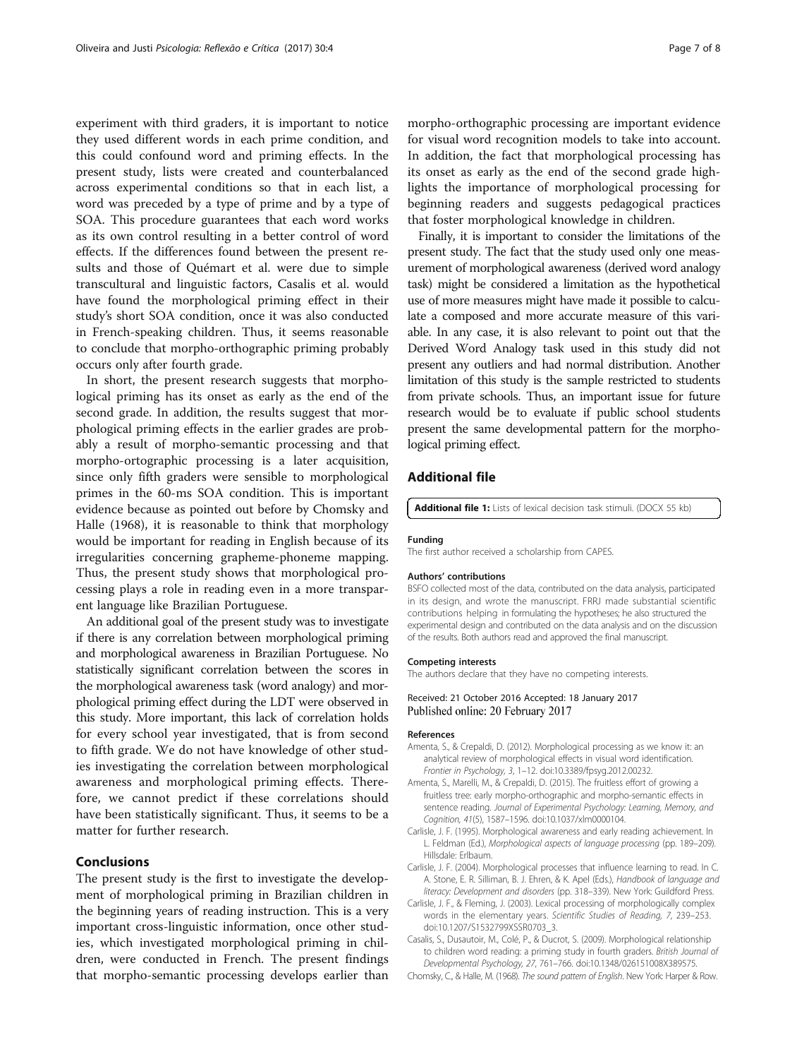experiment with third graders, it is important to notice they used different words in each prime condition, and this could confound word and priming effects. In the present study, lists were created and counterbalanced across experimental conditions so that in each list, a word was preceded by a type of prime and by a type of SOA. This procedure guarantees that each word works as its own control resulting in a better control of word effects. If the differences found between the present results and those of Quémart et al. were due to simple transcultural and linguistic factors, Casalis et al. would have found the morphological priming effect in their study's short SOA condition, once it was also conducted in French-speaking children. Thus, it seems reasonable to conclude that morpho-orthographic priming probably occurs only after fourth grade.

In short, the present research suggests that morphological priming has its onset as early as the end of the second grade. In addition, the results suggest that morphological priming effects in the earlier grades are probably a result of morpho-semantic processing and that morpho-ortographic processing is a later acquisition, since only fifth graders were sensible to morphological primes in the 60-ms SOA condition. This is important evidence because as pointed out before by Chomsky and Halle (1968), it is reasonable to think that morphology would be important for reading in English because of its irregularities concerning grapheme-phoneme mapping. Thus, the present study shows that morphological processing plays a role in reading even in a more transparent language like Brazilian Portuguese.

An additional goal of the present study was to investigate if there is any correlation between morphological priming and morphological awareness in Brazilian Portuguese. No statistically significant correlation between the scores in the morphological awareness task (word analogy) and morphological priming effect during the LDT were observed in this study. More important, this lack of correlation holds for every school year investigated, that is from second to fifth grade. We do not have knowledge of other studies investigating the correlation between morphological awareness and morphological priming effects. Therefore, we cannot predict if these correlations should have been statistically significant. Thus, it seems to be a matter for further research.

## Conclusions

The present study is the first to investigate the development of morphological priming in Brazilian children in the beginning years of reading instruction. This is a very important cross-linguistic information, once other studies, which investigated morphological priming in children, were conducted in French. The present findings that morpho-semantic processing develops earlier than morpho-orthographic processing are important evidence for visual word recognition models to take into account. In addition, the fact that morphological processing has its onset as early as the end of the second grade highlights the importance of morphological processing for beginning readers and suggests pedagogical practices that foster morphological knowledge in children.

Finally, it is important to consider the limitations of the present study. The fact that the study used only one measurement of morphological awareness (derived word analogy task) might be considered a limitation as the hypothetical use of more measures might have made it possible to calculate a composed and more accurate measure of this variable. In any case, it is also relevant to point out that the Derived Word Analogy task used in this study did not present any outliers and had normal distribution. Another limitation of this study is the sample restricted to students from private schools. Thus, an important issue for future research would be to evaluate if public school students present the same developmental pattern for the morphological priming effect.

## Additional file

**Additional file 1:** Lists of lexical decision task stimuli. (DOCX 55 kb)

#### Funding

The first author received a scholarship from CAPES.

#### Authors' contributions

BSFO collected most of the data, contributed on the data analysis, participated in its design, and wrote the manuscript. FRRJ made substantial scientific contributions helping in formulating the hypotheses; he also structured the experimental design and contributed on the data analysis and on the discussion of the results. Both authors read and approved the final manuscript.

#### Competing interests

The authors declare that they have no competing interests.

Received: 21 October 2016 Accepted: 18 January 2017
Published online: 20 February 2017

#### References

Amenta, S., & Crepaldi, D. (2012). Morphological processing as we know it: an analytical review of morphological effects in visual word identification. *Frontier in Psychology, 3*, 1–12. doi:10.3389/fpsyg.2012.00232.

Amenta, S., Marelli, M., & Crepaldi, D. (2015). The fruitless effort of growing a fruitless tree: early morpho-orthographic and morpho-semantic effects in sentence reading. *Journal of Experimental Psychology: Learning, Memory, and Cognition, 41*(5), 1587–1596. doi:10.1037/xlm0000104.

Carlisle, J. F. (1995). Morphological awareness and early reading achievement. In L. Feldman (Ed.), *Morphological aspects of language processing* (pp. 189–209). Hillsdale: Erlbaum.

Carlisle, J. F. (2004). Morphological processes that influence learning to read. In C. A. Stone, E. R. Silliman, B. J. Ehren, & K. Apel (Eds.), *Handbook of language and literacy: Development and disorders* (pp. 318–339). New York: Guildford Press.

Carlisle, J. F., & Fleming, J. (2003). Lexical processing of morphologically complex words in the elementary years. *Scientific Studies of Reading, 7*, 239–253. doi:10.1207/S1532799XSSR0703_3.

Casalis, S., Dusautoir, M., Colé, P., & Ducrot, S. (2009). Morphological relationship to children word reading: a priming study in fourth graders. *British Journal of Developmental Psychology, 27*, 761–766. doi:10.1348/026151008X389575.

Chomsky, C., & Halle, M. (1968). *The sound pattern of English*. New York: Harper & Row.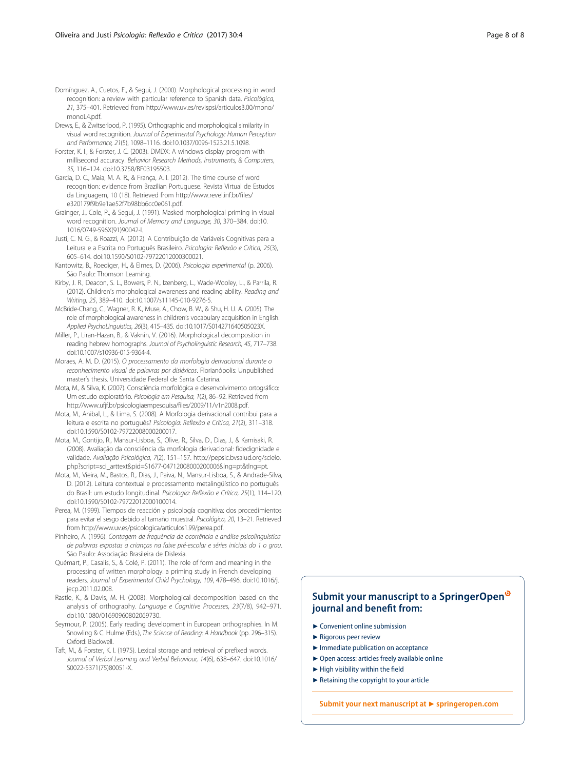Domínguez, A., Cuetos, F., & Segui, J. (2000). Morphological processing in word recognition: a review with particular reference to Spanish data. *Psicológica, 21*, 375–401. Retrieved from http://www.uv.es/revispsi/articulos3.00/mono/monoL4.pdf.

Drews, E., & Zwitserlood, P. (1995). Orthographic and morphological similarity in visual word recognition. *Journal of Experimental Psychology: Human Perception and Performance, 21*(5), 1098–1116. doi:10.1037/0096-1523.21.5.1098.

Forster, K. I., & Forster, J. C. (2003). DMDX: A windows display program with millisecond accuracy. *Behavior Research Methods, Instruments, & Computers, 35*, 116–124. doi:10.3758/BF03195503.

Garcia, D. C., Maia, M. A. R., & França, A. I. (2012). The time course of word recognition: evidence from Brazilian Portuguese. Revista Virtual de Estudos da Linguagem, 10 (18). Retrieved from http://www.revel.inf.br/files/e320179f9b9e1ae52f7b98bb6cc0e061.pdf.

Grainger, J., Cole, P., & Segui, J. (1991). Masked morphological priming in visual word recognition. *Journal of Memory and Language, 30*, 370–384. doi:10.1016/0749-596X(91)90042-I.

Justi, C. N. G., & Roazzi, A. (2012). A Contribuição de Variáveis Cognitivas para a Leitura e a Escrita no Português Brasileiro. *Psicologia: Reflexão e Crítica, 25*(3), 605–614. doi:10.1590/S0102-79722012000300021.

Kantowitz, B., Roediger, H., & Elmes, D. (2006). *Psicologia experimental* (p. 2006). São Paulo: Thomson Learning.

Kirby, J. R., Deacon, S. L., Bowers, P. N., Izenberg, L., Wade-Wooley, L., & Parrila, R. (2012). Children's morphological awareness and reading ability. *Reading and Writing, 25*, 389–410. doi:10.1007/s11145-010-9276-5.

McBride-Chang, C., Wagner, R. K., Muse, A., Chow, B. W., & Shu, H. U. A. (2005). The role of morphological awareness in children's vocabulary acquisition in English. *Applied PsychoLinguistics, 26*(3), 415–435. doi:10.1017/S014271640505023X.

Miller, P., Liran-Hazan, B., & Vaknin, V. (2016). Morphological decomposition in reading hebrew homographs. *Journal of Psycholinguistic Research, 45*, 717–738. doi:10.1007/s10936-015-9364-4.

Moraes, A. M. D. (2015). *O processamento da morfologia derivacional durante o reconhecimento visual de palavras por disléxicos*. Florianópolis: Unpublished master's thesis. Universidade Federal de Santa Catarina.

Mota, M., & Silva, K. (2007). Consciência morfológica e desenvolvimento ortográfico: Um estudo exploratório. *Psicologia em Pesquisa, 1*(2), 86–92. Retrieved from http://www.ufjf.br/psicologiaempesquisa/files/2009/11/v1n2008.pdf.

Mota, M., Anibal, L., & Lima, S. (2008). A Morfologia derivacional contribui para a leitura e escrita no português? *Psicologia: Reflexão e Crítica, 21*(2), 311–318. doi:10.1590/S0102-79722008000200017.

Mota, M., Gontijo, R., Mansur-Lisboa, S., Olive, R., Silva, D., Dias, J., & Kamisaki, R. (2008). Avaliação da consciência da morfologia derivacional: fidedignidade e validade. *Avaliação Psicológica, 7*(2), 151–157. http://pepsic.bvsalud.org/scielo.php?script=sci_arttext&pid=S1677-04712008000200006&lng=pt&tlng=pt.

Mota, M., Vieira, M., Bastos, R., Dias, J., Paiva, N., Mansur-Lisboa, S., & Andrade-Silva, D. (2012). Leitura contextual e processamento metalingüístico no português do Brasil: um estudo longitudinal. *Psicologia: Reflexão e Crítica, 25*(1), 114–120. doi:10.1590/S0102-79722012000100014.

Perea, M. (1999). Tiempos de reacción y psicología cognitiva: dos procedimientos para evitar el sesgo debido al tamaño muestral. *Psicológica, 20*, 13–21. Retrieved from http://www.uv.es/psicologica/articulos1.99/perea.pdf.

Pinheiro, A. (1996). *Contagem de frequência de ocorrência e análise psicolinguística de palavras expostas a crianças na faixe pré-escolar e séries iniciais do 1 o grau*. São Paulo: Associação Brasileira de Dislexia.

Quémart, P., Casalis, S., & Colé, P. (2011). The role of form and meaning in the processing of written morphology: a priming study in French developing readers. *Journal of Experimental Child Psychology, 109*, 478–496. doi:10.1016/j.jecp.2011.02.008.

Rastle, K., & Davis, M. H. (2008). Morphological decomposition based on the analysis of orthography. *Language e Cognitive Processes, 23*(7/8), 942–971. doi:10.1080/01690960802069730.

Seymour, P. (2005). Early reading development in European orthographies. In M. Snowling & C. Hulme (Eds.), *The Science of Reading: A Handbook* (pp. 296–315). Oxford: Blackwell.

Taft, M., & Forster, K. I. (1975). Lexical storage and retrieval of prefixed words. *Journal of Verbal Learning and Verbal Behaviour, 14*(6), 638–647. doi:10.1016/S0022-5371(75)80051-X.

**Submit your manuscript to a SpringerOpen journal and benefit from:**

- ► Convenient online submission
- ► Rigorous peer review
- ► Immediate publication on acceptance
- ► Open access: articles freely available online
- ► High visibility within the field
- ► Retaining the copyright to your article

**Submit your next manuscript at ► springeropen.com**